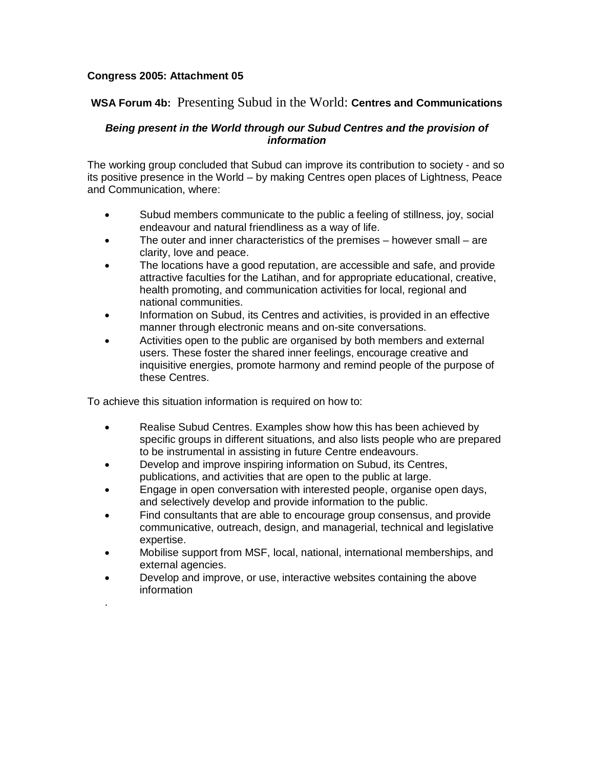**Congress 2005: Attachment 05**

## WSA Forum 4b: Presenting Subud in the World: Centres and Communications

***Being present in the World through our Subud Centres and the provision of information***

The working group concluded that Subud can improve its contribution to society - and so its positive presence in the World – by making Centres open places of Lightness, Peace and Communication, where:

- Subud members communicate to the public a feeling of stillness, joy, social endeavour and natural friendliness as a way of life.
- The outer and inner characteristics of the premises – however small – are clarity, love and peace.
- The locations have a good reputation, are accessible and safe, and provide attractive faculties for the Latihan, and for appropriate educational, creative, health promoting, and communication activities for local, regional and national communities.
- Information on Subud, its Centres and activities, is provided in an effective manner through electronic means and on-site conversations.
- Activities open to the public are organised by both members and external users. These foster the shared inner feelings, encourage creative and inquisitive energies, promote harmony and remind people of the purpose of these Centres.

To achieve this situation information is required on how to:

- Realise Subud Centres. Examples show how this has been achieved by specific groups in different situations, and also lists people who are prepared to be instrumental in assisting in future Centre endeavours.
- Develop and improve inspiring information on Subud, its Centres, publications, and activities that are open to the public at large.
- Engage in open conversation with interested people, organise open days, and selectively develop and provide information to the public.
- Find consultants that are able to encourage group consensus, and provide communicative, outreach, design, and managerial, technical and legislative expertise.
- Mobilise support from MSF, local, national, international memberships, and external agencies.
- Develop and improve, or use, interactive websites containing the above information

.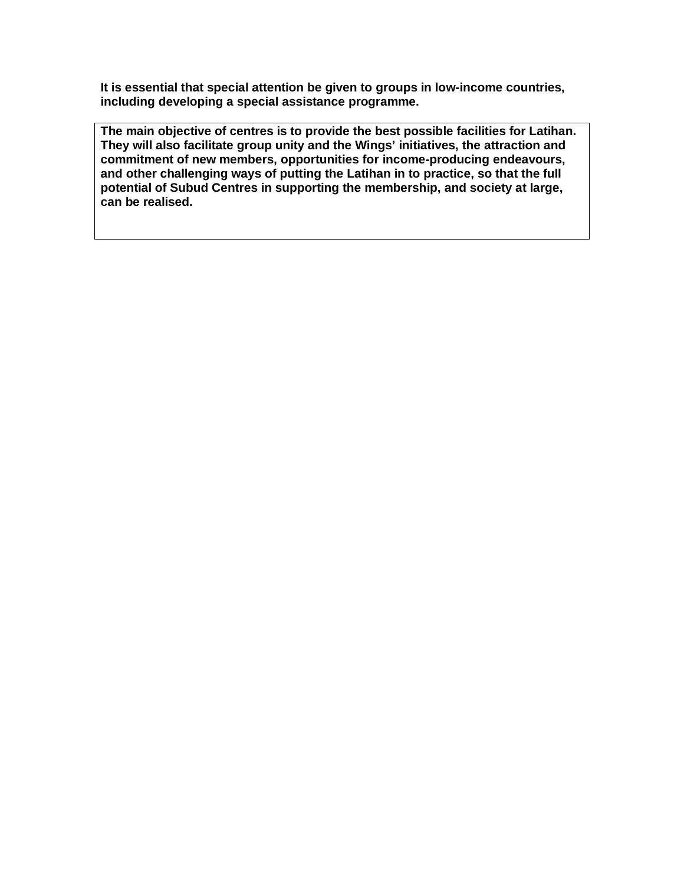**It is essential that special attention be given to groups in low-income countries, including developing a special assistance programme.**

| |
|---|
| **The main objective of centres is to provide the best possible facilities for Latihan. They will also facilitate group unity and the Wings' initiatives, the attraction and commitment of new members, opportunities for income-producing endeavours, and other challenging ways of putting the Latihan in to practice, so that the full potential of Subud Centres in supporting the membership, and society at large, can be realised.** |